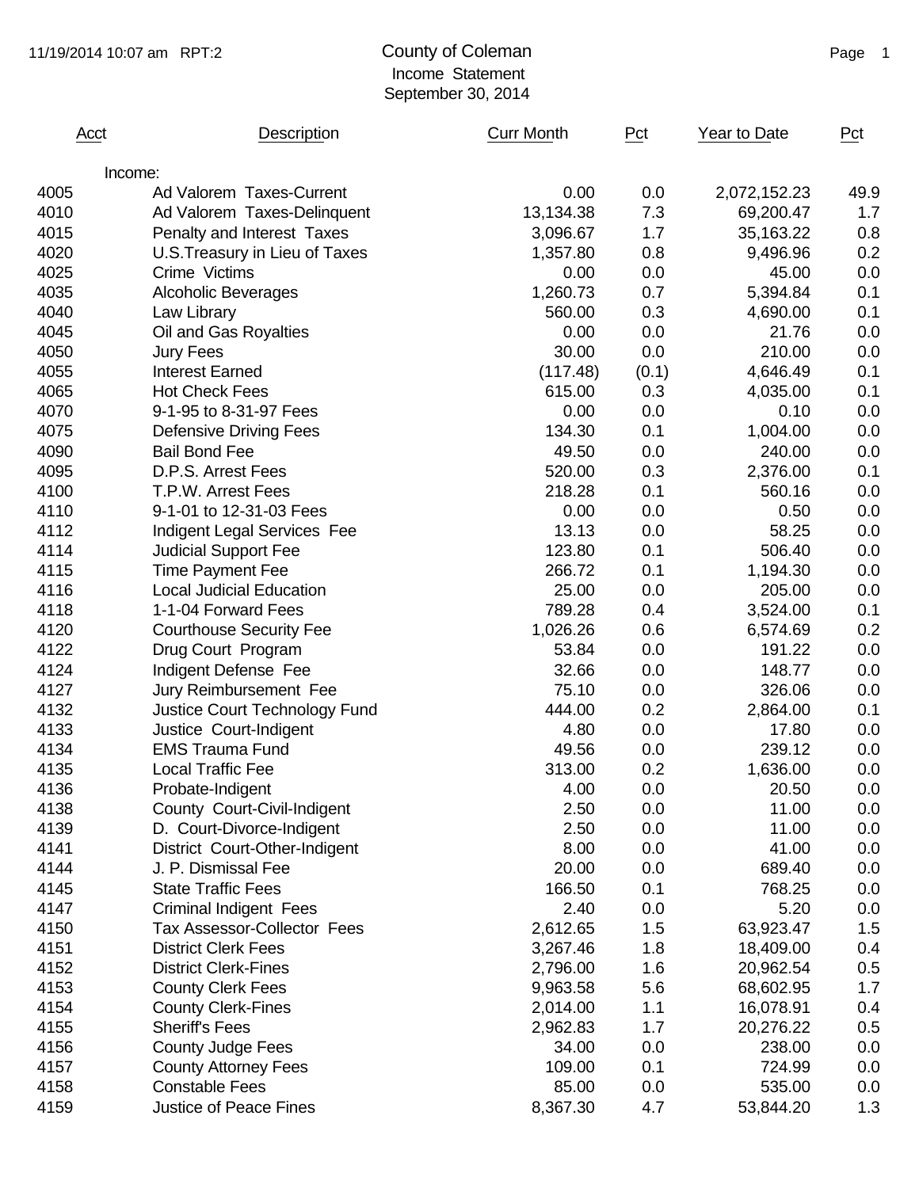# County of Coleman

## Income Statement

### September 30, 2014

| Acct | Description | Curr Month | Pct | Year to Date | Pct |
|---|---|---|---|---|---|
| | Income: | | | | |
| 4005 | Ad Valorem Taxes-Current | 0.00 | 0.0 | 2,072,152.23 | 49.9 |
| 4010 | Ad Valorem Taxes-Delinquent | 13,134.38 | 7.3 | 69,200.47 | 1.7 |
| 4015 | Penalty and Interest Taxes | 3,096.67 | 1.7 | 35,163.22 | 0.8 |
| 4020 | U.S.Treasury in Lieu of Taxes | 1,357.80 | 0.8 | 9,496.96 | 0.2 |
| 4025 | Crime Victims | 0.00 | 0.0 | 45.00 | 0.0 |
| 4035 | Alcoholic Beverages | 1,260.73 | 0.7 | 5,394.84 | 0.1 |
| 4040 | Law Library | 560.00 | 0.3 | 4,690.00 | 0.1 |
| 4045 | Oil and Gas Royalties | 0.00 | 0.0 | 21.76 | 0.0 |
| 4050 | Jury Fees | 30.00 | 0.0 | 210.00 | 0.0 |
| 4055 | Interest Earned | (117.48) | (0.1) | 4,646.49 | 0.1 |
| 4065 | Hot Check Fees | 615.00 | 0.3 | 4,035.00 | 0.1 |
| 4070 | 9-1-95 to 8-31-97 Fees | 0.00 | 0.0 | 0.10 | 0.0 |
| 4075 | Defensive Driving Fees | 134.30 | 0.1 | 1,004.00 | 0.0 |
| 4090 | Bail Bond Fee | 49.50 | 0.0 | 240.00 | 0.0 |
| 4095 | D.P.S. Arrest Fees | 520.00 | 0.3 | 2,376.00 | 0.1 |
| 4100 | T.P.W. Arrest Fees | 218.28 | 0.1 | 560.16 | 0.0 |
| 4110 | 9-1-01 to 12-31-03 Fees | 0.00 | 0.0 | 0.50 | 0.0 |
| 4112 | Indigent Legal Services Fee | 13.13 | 0.0 | 58.25 | 0.0 |
| 4114 | Judicial Support Fee | 123.80 | 0.1 | 506.40 | 0.0 |
| 4115 | Time Payment Fee | 266.72 | 0.1 | 1,194.30 | 0.0 |
| 4116 | Local Judicial Education | 25.00 | 0.0 | 205.00 | 0.0 |
| 4118 | 1-1-04 Forward Fees | 789.28 | 0.4 | 3,524.00 | 0.1 |
| 4120 | Courthouse Security Fee | 1,026.26 | 0.6 | 6,574.69 | 0.2 |
| 4122 | Drug Court Program | 53.84 | 0.0 | 191.22 | 0.0 |
| 4124 | Indigent Defense Fee | 32.66 | 0.0 | 148.77 | 0.0 |
| 4127 | Jury Reimbursement Fee | 75.10 | 0.0 | 326.06 | 0.0 |
| 4132 | Justice Court Technology Fund | 444.00 | 0.2 | 2,864.00 | 0.1 |
| 4133 | Justice Court-Indigent | 4.80 | 0.0 | 17.80 | 0.0 |
| 4134 | EMS Trauma Fund | 49.56 | 0.0 | 239.12 | 0.0 |
| 4135 | Local Traffic Fee | 313.00 | 0.2 | 1,636.00 | 0.0 |
| 4136 | Probate-Indigent | 4.00 | 0.0 | 20.50 | 0.0 |
| 4138 | County Court-Civil-Indigent | 2.50 | 0.0 | 11.00 | 0.0 |
| 4139 | D. Court-Divorce-Indigent | 2.50 | 0.0 | 11.00 | 0.0 |
| 4141 | District Court-Other-Indigent | 8.00 | 0.0 | 41.00 | 0.0 |
| 4144 | J. P. Dismissal Fee | 20.00 | 0.0 | 689.40 | 0.0 |
| 4145 | State Traffic Fees | 166.50 | 0.1 | 768.25 | 0.0 |
| 4147 | Criminal Indigent Fees | 2.40 | 0.0 | 5.20 | 0.0 |
| 4150 | Tax Assessor-Collector Fees | 2,612.65 | 1.5 | 63,923.47 | 1.5 |
| 4151 | District Clerk Fees | 3,267.46 | 1.8 | 18,409.00 | 0.4 |
| 4152 | District Clerk-Fines | 2,796.00 | 1.6 | 20,962.54 | 0.5 |
| 4153 | County Clerk Fees | 9,963.58 | 5.6 | 68,602.95 | 1.7 |
| 4154 | County Clerk-Fines | 2,014.00 | 1.1 | 16,078.91 | 0.4 |
| 4155 | Sheriff's Fees | 2,962.83 | 1.7 | 20,276.22 | 0.5 |
| 4156 | County Judge Fees | 34.00 | 0.0 | 238.00 | 0.0 |
| 4157 | County Attorney Fees | 109.00 | 0.1 | 724.99 | 0.0 |
| 4158 | Constable Fees | 85.00 | 0.0 | 535.00 | 0.0 |
| 4159 | Justice of Peace Fines | 8,367.30 | 4.7 | 53,844.20 | 1.3 |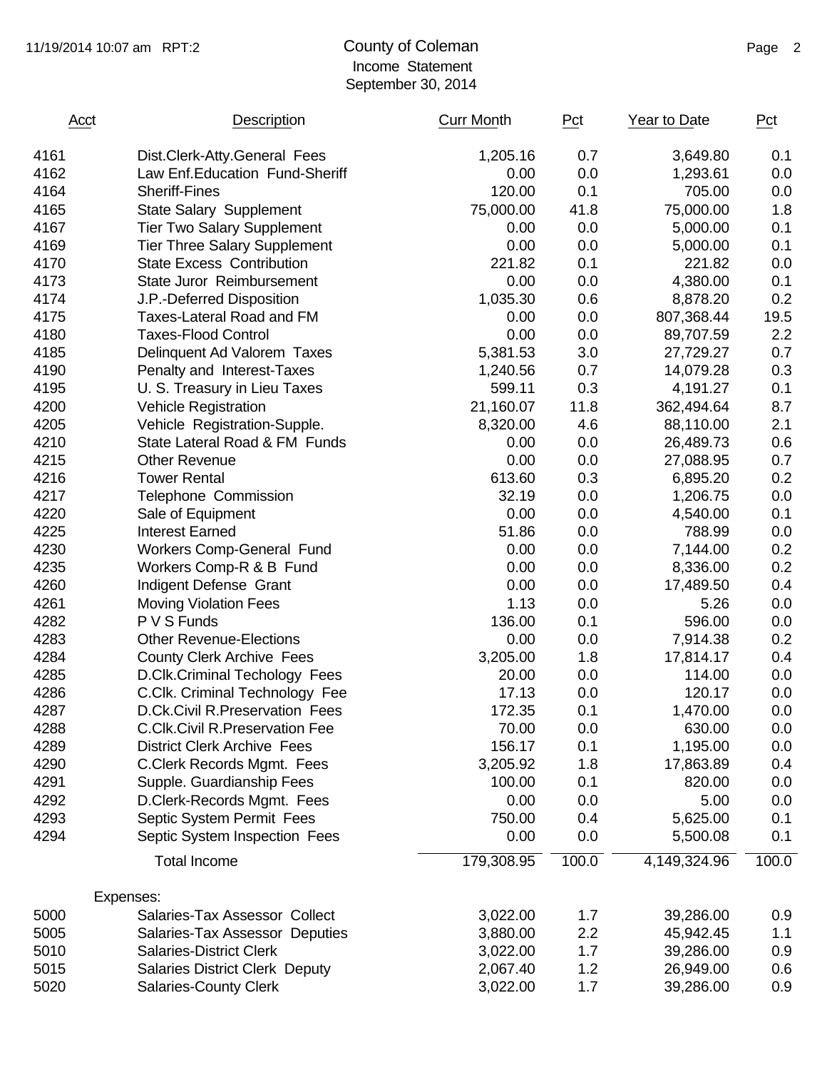# County of Coleman

Income Statement

September 30, 2014

| Acct | Description | Curr Month | Pct | Year to Date | Pct |
|---|---|---|---|---|---|
| 4161 | Dist.Clerk-Atty.General Fees | 1,205.16 | 0.7 | 3,649.80 | 0.1 |
| 4162 | Law Enf.Education Fund-Sheriff | 0.00 | 0.0 | 1,293.61 | 0.0 |
| 4164 | Sheriff-Fines | 120.00 | 0.1 | 705.00 | 0.0 |
| 4165 | State Salary Supplement | 75,000.00 | 41.8 | 75,000.00 | 1.8 |
| 4167 | Tier Two Salary Supplement | 0.00 | 0.0 | 5,000.00 | 0.1 |
| 4169 | Tier Three Salary Supplement | 0.00 | 0.0 | 5,000.00 | 0.1 |
| 4170 | State Excess Contribution | 221.82 | 0.1 | 221.82 | 0.0 |
| 4173 | State Juror Reimbursement | 0.00 | 0.0 | 4,380.00 | 0.1 |
| 4174 | J.P.-Deferred Disposition | 1,035.30 | 0.6 | 8,878.20 | 0.2 |
| 4175 | Taxes-Lateral Road and FM | 0.00 | 0.0 | 807,368.44 | 19.5 |
| 4180 | Taxes-Flood Control | 0.00 | 0.0 | 89,707.59 | 2.2 |
| 4185 | Delinquent Ad Valorem Taxes | 5,381.53 | 3.0 | 27,729.27 | 0.7 |
| 4190 | Penalty and Interest-Taxes | 1,240.56 | 0.7 | 14,079.28 | 0.3 |
| 4195 | U. S. Treasury in Lieu Taxes | 599.11 | 0.3 | 4,191.27 | 0.1 |
| 4200 | Vehicle Registration | 21,160.07 | 11.8 | 362,494.64 | 8.7 |
| 4205 | Vehicle Registration-Supple. | 8,320.00 | 4.6 | 88,110.00 | 2.1 |
| 4210 | State Lateral Road & FM Funds | 0.00 | 0.0 | 26,489.73 | 0.6 |
| 4215 | Other Revenue | 0.00 | 0.0 | 27,088.95 | 0.7 |
| 4216 | Tower Rental | 613.60 | 0.3 | 6,895.20 | 0.2 |
| 4217 | Telephone Commission | 32.19 | 0.0 | 1,206.75 | 0.0 |
| 4220 | Sale of Equipment | 0.00 | 0.0 | 4,540.00 | 0.1 |
| 4225 | Interest Earned | 51.86 | 0.0 | 788.99 | 0.0 |
| 4230 | Workers Comp-General Fund | 0.00 | 0.0 | 7,144.00 | 0.2 |
| 4235 | Workers Comp-R & B Fund | 0.00 | 0.0 | 8,336.00 | 0.2 |
| 4260 | Indigent Defense Grant | 0.00 | 0.0 | 17,489.50 | 0.4 |
| 4261 | Moving Violation Fees | 1.13 | 0.0 | 5.26 | 0.0 |
| 4282 | P V S Funds | 136.00 | 0.1 | 596.00 | 0.0 |
| 4283 | Other Revenue-Elections | 0.00 | 0.0 | 7,914.38 | 0.2 |
| 4284 | County Clerk Archive Fees | 3,205.00 | 1.8 | 17,814.17 | 0.4 |
| 4285 | D.Clk.Criminal Techology Fees | 20.00 | 0.0 | 114.00 | 0.0 |
| 4286 | C.Clk. Criminal Technology Fee | 17.13 | 0.0 | 120.17 | 0.0 |
| 4287 | D.Ck.Civil R.Preservation Fees | 172.35 | 0.1 | 1,470.00 | 0.0 |
| 4288 | C.Clk.Civil R.Preservation Fee | 70.00 | 0.0 | 630.00 | 0.0 |
| 4289 | District Clerk Archive Fees | 156.17 | 0.1 | 1,195.00 | 0.0 |
| 4290 | C.Clerk Records Mgmt. Fees | 3,205.92 | 1.8 | 17,863.89 | 0.4 |
| 4291 | Supple. Guardianship Fees | 100.00 | 0.1 | 820.00 | 0.0 |
| 4292 | D.Clerk-Records Mgmt. Fees | 0.00 | 0.0 | 5.00 | 0.0 |
| 4293 | Septic System Permit Fees | 750.00 | 0.4 | 5,625.00 | 0.1 |
| 4294 | Septic System Inspection Fees | 0.00 | 0.0 | 5,500.08 | 0.1 |
| | Total Income | 179,308.95 | 100.0 | 4,149,324.96 | 100.0 |
| | Expenses: | | | | |
| 5000 | Salaries-Tax Assessor Collect | 3,022.00 | 1.7 | 39,286.00 | 0.9 |
| 5005 | Salaries-Tax Assessor Deputies | 3,880.00 | 2.2 | 45,942.45 | 1.1 |
| 5010 | Salaries-District Clerk | 3,022.00 | 1.7 | 39,286.00 | 0.9 |
| 5015 | Salaries District Clerk Deputy | 2,067.40 | 1.2 | 26,949.00 | 0.6 |
| 5020 | Salaries-County Clerk | 3,022.00 | 1.7 | 39,286.00 | 0.9 |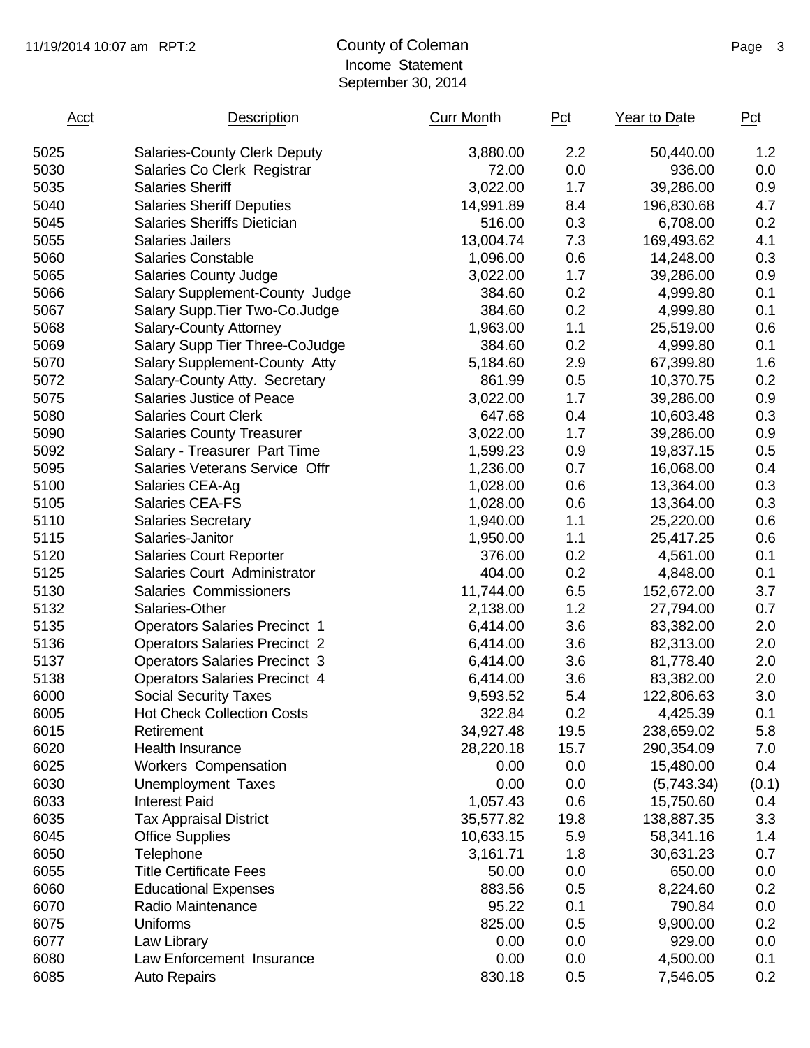# County of Coleman

Income Statement

September 30, 2014

| Acct | Description | Curr Month | Pct | Year to Date | Pct |
|---|---|---|---|---|---|
| 5025 | Salaries-County Clerk Deputy | 3,880.00 | 2.2 | 50,440.00 | 1.2 |
| 5030 | Salaries Co Clerk Registrar | 72.00 | 0.0 | 936.00 | 0.0 |
| 5035 | Salaries Sheriff | 3,022.00 | 1.7 | 39,286.00 | 0.9 |
| 5040 | Salaries Sheriff Deputies | 14,991.89 | 8.4 | 196,830.68 | 4.7 |
| 5045 | Salaries Sheriffs Dietician | 516.00 | 0.3 | 6,708.00 | 0.2 |
| 5055 | Salaries Jailers | 13,004.74 | 7.3 | 169,493.62 | 4.1 |
| 5060 | Salaries Constable | 1,096.00 | 0.6 | 14,248.00 | 0.3 |
| 5065 | Salaries County Judge | 3,022.00 | 1.7 | 39,286.00 | 0.9 |
| 5066 | Salary Supplement-County Judge | 384.60 | 0.2 | 4,999.80 | 0.1 |
| 5067 | Salary Supp.Tier Two-Co.Judge | 384.60 | 0.2 | 4,999.80 | 0.1 |
| 5068 | Salary-County Attorney | 1,963.00 | 1.1 | 25,519.00 | 0.6 |
| 5069 | Salary Supp Tier Three-CoJudge | 384.60 | 0.2 | 4,999.80 | 0.1 |
| 5070 | Salary Supplement-County Atty | 5,184.60 | 2.9 | 67,399.80 | 1.6 |
| 5072 | Salary-County Atty. Secretary | 861.99 | 0.5 | 10,370.75 | 0.2 |
| 5075 | Salaries Justice of Peace | 3,022.00 | 1.7 | 39,286.00 | 0.9 |
| 5080 | Salaries Court Clerk | 647.68 | 0.4 | 10,603.48 | 0.3 |
| 5090 | Salaries County Treasurer | 3,022.00 | 1.7 | 39,286.00 | 0.9 |
| 5092 | Salary - Treasurer Part Time | 1,599.23 | 0.9 | 19,837.15 | 0.5 |
| 5095 | Salaries Veterans Service Offr | 1,236.00 | 0.7 | 16,068.00 | 0.4 |
| 5100 | Salaries CEA-Ag | 1,028.00 | 0.6 | 13,364.00 | 0.3 |
| 5105 | Salaries CEA-FS | 1,028.00 | 0.6 | 13,364.00 | 0.3 |
| 5110 | Salaries Secretary | 1,940.00 | 1.1 | 25,220.00 | 0.6 |
| 5115 | Salaries-Janitor | 1,950.00 | 1.1 | 25,417.25 | 0.6 |
| 5120 | Salaries Court Reporter | 376.00 | 0.2 | 4,561.00 | 0.1 |
| 5125 | Salaries Court Administrator | 404.00 | 0.2 | 4,848.00 | 0.1 |
| 5130 | Salaries Commissioners | 11,744.00 | 6.5 | 152,672.00 | 3.7 |
| 5132 | Salaries-Other | 2,138.00 | 1.2 | 27,794.00 | 0.7 |
| 5135 | Operators Salaries Precinct 1 | 6,414.00 | 3.6 | 83,382.00 | 2.0 |
| 5136 | Operators Salaries Precinct 2 | 6,414.00 | 3.6 | 82,313.00 | 2.0 |
| 5137 | Operators Salaries Precinct 3 | 6,414.00 | 3.6 | 81,778.40 | 2.0 |
| 5138 | Operators Salaries Precinct 4 | 6,414.00 | 3.6 | 83,382.00 | 2.0 |
| 6000 | Social Security Taxes | 9,593.52 | 5.4 | 122,806.63 | 3.0 |
| 6005 | Hot Check Collection Costs | 322.84 | 0.2 | 4,425.39 | 0.1 |
| 6015 | Retirement | 34,927.48 | 19.5 | 238,659.02 | 5.8 |
| 6020 | Health Insurance | 28,220.18 | 15.7 | 290,354.09 | 7.0 |
| 6025 | Workers Compensation | 0.00 | 0.0 | 15,480.00 | 0.4 |
| 6030 | Unemployment Taxes | 0.00 | 0.0 | (5,743.34) | (0.1) |
| 6033 | Interest Paid | 1,057.43 | 0.6 | 15,750.60 | 0.4 |
| 6035 | Tax Appraisal District | 35,577.82 | 19.8 | 138,887.35 | 3.3 |
| 6045 | Office Supplies | 10,633.15 | 5.9 | 58,341.16 | 1.4 |
| 6050 | Telephone | 3,161.71 | 1.8 | 30,631.23 | 0.7 |
| 6055 | Title Certificate Fees | 50.00 | 0.0 | 650.00 | 0.0 |
| 6060 | Educational Expenses | 883.56 | 0.5 | 8,224.60 | 0.2 |
| 6070 | Radio Maintenance | 95.22 | 0.1 | 790.84 | 0.0 |
| 6075 | Uniforms | 825.00 | 0.5 | 9,900.00 | 0.2 |
| 6077 | Law Library | 0.00 | 0.0 | 929.00 | 0.0 |
| 6080 | Law Enforcement Insurance | 0.00 | 0.0 | 4,500.00 | 0.1 |
| 6085 | Auto Repairs | 830.18 | 0.5 | 7,546.05 | 0.2 |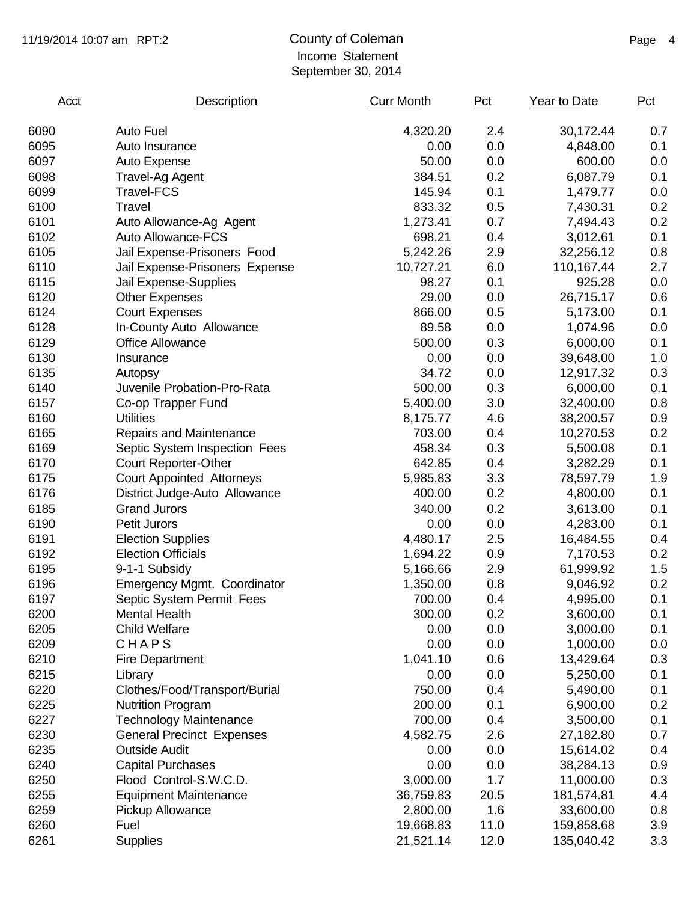# County of Coleman

## Income Statement

### September 30, 2014

| Acct | Description | Curr Month | Pct | Year to Date | Pct |
|---|---|---|---|---|---|
| 6090 | Auto Fuel | 4,320.20 | 2.4 | 30,172.44 | 0.7 |
| 6095 | Auto Insurance | 0.00 | 0.0 | 4,848.00 | 0.1 |
| 6097 | Auto Expense | 50.00 | 0.0 | 600.00 | 0.0 |
| 6098 | Travel-Ag Agent | 384.51 | 0.2 | 6,087.79 | 0.1 |
| 6099 | Travel-FCS | 145.94 | 0.1 | 1,479.77 | 0.0 |
| 6100 | Travel | 833.32 | 0.5 | 7,430.31 | 0.2 |
| 6101 | Auto Allowance-Ag Agent | 1,273.41 | 0.7 | 7,494.43 | 0.2 |
| 6102 | Auto Allowance-FCS | 698.21 | 0.4 | 3,012.61 | 0.1 |
| 6105 | Jail Expense-Prisoners Food | 5,242.26 | 2.9 | 32,256.12 | 0.8 |
| 6110 | Jail Expense-Prisoners Expense | 10,727.21 | 6.0 | 110,167.44 | 2.7 |
| 6115 | Jail Expense-Supplies | 98.27 | 0.1 | 925.28 | 0.0 |
| 6120 | Other Expenses | 29.00 | 0.0 | 26,715.17 | 0.6 |
| 6124 | Court Expenses | 866.00 | 0.5 | 5,173.00 | 0.1 |
| 6128 | In-County Auto Allowance | 89.58 | 0.0 | 1,074.96 | 0.0 |
| 6129 | Office Allowance | 500.00 | 0.3 | 6,000.00 | 0.1 |
| 6130 | Insurance | 0.00 | 0.0 | 39,648.00 | 1.0 |
| 6135 | Autopsy | 34.72 | 0.0 | 12,917.32 | 0.3 |
| 6140 | Juvenile Probation-Pro-Rata | 500.00 | 0.3 | 6,000.00 | 0.1 |
| 6157 | Co-op Trapper Fund | 5,400.00 | 3.0 | 32,400.00 | 0.8 |
| 6160 | Utilities | 8,175.77 | 4.6 | 38,200.57 | 0.9 |
| 6165 | Repairs and Maintenance | 703.00 | 0.4 | 10,270.53 | 0.2 |
| 6169 | Septic System Inspection Fees | 458.34 | 0.3 | 5,500.08 | 0.1 |
| 6170 | Court Reporter-Other | 642.85 | 0.4 | 3,282.29 | 0.1 |
| 6175 | Court Appointed Attorneys | 5,985.83 | 3.3 | 78,597.79 | 1.9 |
| 6176 | District Judge-Auto Allowance | 400.00 | 0.2 | 4,800.00 | 0.1 |
| 6185 | Grand Jurors | 340.00 | 0.2 | 3,613.00 | 0.1 |
| 6190 | Petit Jurors | 0.00 | 0.0 | 4,283.00 | 0.1 |
| 6191 | Election Supplies | 4,480.17 | 2.5 | 16,484.55 | 0.4 |
| 6192 | Election Officials | 1,694.22 | 0.9 | 7,170.53 | 0.2 |
| 6195 | 9-1-1 Subsidy | 5,166.66 | 2.9 | 61,999.92 | 1.5 |
| 6196 | Emergency Mgmt. Coordinator | 1,350.00 | 0.8 | 9,046.92 | 0.2 |
| 6197 | Septic System Permit Fees | 700.00 | 0.4 | 4,995.00 | 0.1 |
| 6200 | Mental Health | 300.00 | 0.2 | 3,600.00 | 0.1 |
| 6205 | Child Welfare | 0.00 | 0.0 | 3,000.00 | 0.1 |
| 6209 | C H A P S | 0.00 | 0.0 | 1,000.00 | 0.0 |
| 6210 | Fire Department | 1,041.10 | 0.6 | 13,429.64 | 0.3 |
| 6215 | Library | 0.00 | 0.0 | 5,250.00 | 0.1 |
| 6220 | Clothes/Food/Transport/Burial | 750.00 | 0.4 | 5,490.00 | 0.1 |
| 6225 | Nutrition Program | 200.00 | 0.1 | 6,900.00 | 0.2 |
| 6227 | Technology Maintenance | 700.00 | 0.4 | 3,500.00 | 0.1 |
| 6230 | General Precinct Expenses | 4,582.75 | 2.6 | 27,182.80 | 0.7 |
| 6235 | Outside Audit | 0.00 | 0.0 | 15,614.02 | 0.4 |
| 6240 | Capital Purchases | 0.00 | 0.0 | 38,284.13 | 0.9 |
| 6250 | Flood Control-S.W.C.D. | 3,000.00 | 1.7 | 11,000.00 | 0.3 |
| 6255 | Equipment Maintenance | 36,759.83 | 20.5 | 181,574.81 | 4.4 |
| 6259 | Pickup Allowance | 2,800.00 | 1.6 | 33,600.00 | 0.8 |
| 6260 | Fuel | 19,668.83 | 11.0 | 159,858.68 | 3.9 |
| 6261 | Supplies | 21,521.14 | 12.0 | 135,040.42 | 3.3 |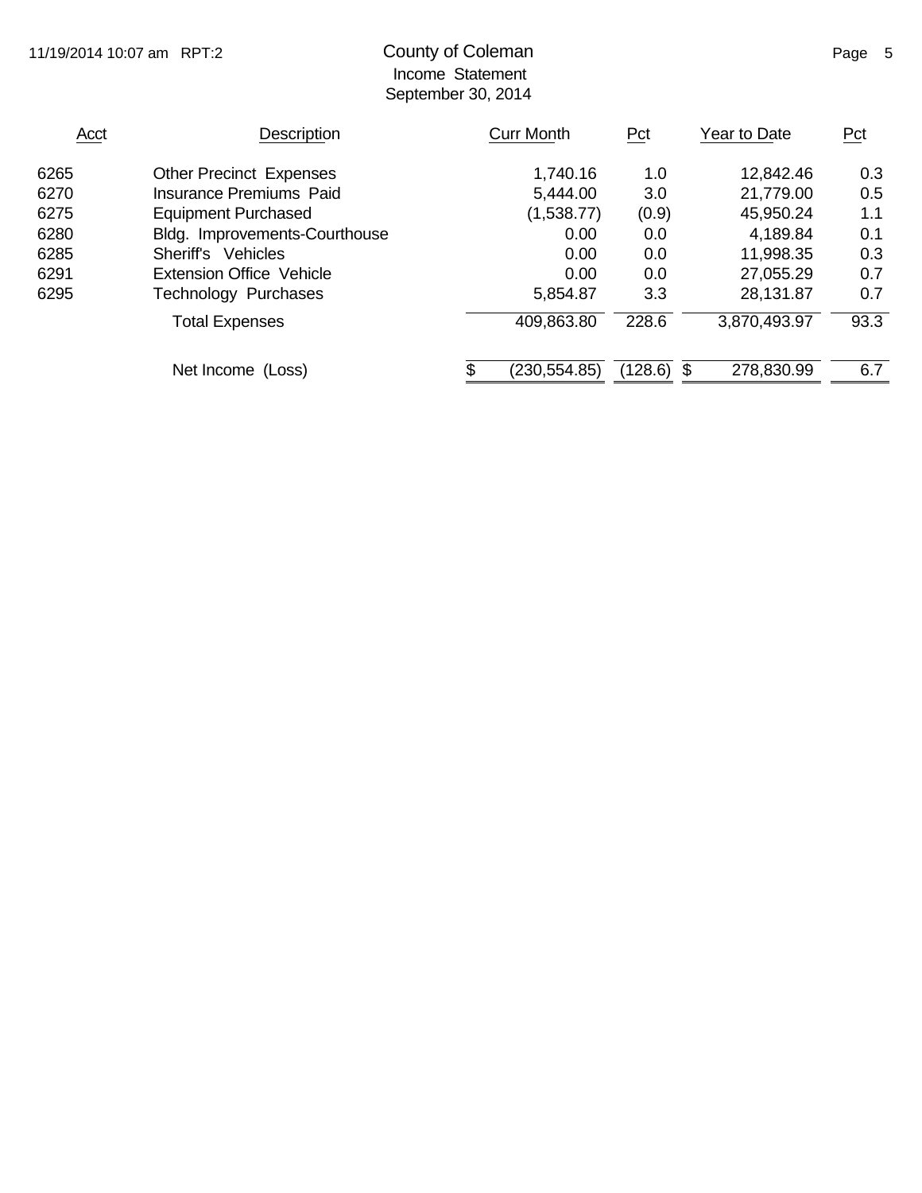County of Coleman
Income Statement
September 30, 2014

| Acct | Description | Curr Month | Pct | Year to Date | Pct |
|---|---|---|---|---|---|
| 6265 | Other Precinct Expenses | 1,740.16 | 1.0 | 12,842.46 | 0.3 |
| 6270 | Insurance Premiums Paid | 5,444.00 | 3.0 | 21,779.00 | 0.5 |
| 6275 | Equipment Purchased | (1,538.77) | (0.9) | 45,950.24 | 1.1 |
| 6280 | Bldg. Improvements-Courthouse | 0.00 | 0.0 | 4,189.84 | 0.1 |
| 6285 | Sheriff's Vehicles | 0.00 | 0.0 | 11,998.35 | 0.3 |
| 6291 | Extension Office Vehicle | 0.00 | 0.0 | 27,055.29 | 0.7 |
| 6295 | Technology Purchases | 5,854.87 | 3.3 | 28,131.87 | 0.7 |
| | Total Expenses | 409,863.80 | 228.6 | 3,870,493.97 | 93.3 |
| | Net Income (Loss) | $ (230,554.85) | (128.6) | $ 278,830.99 | 6.7 |